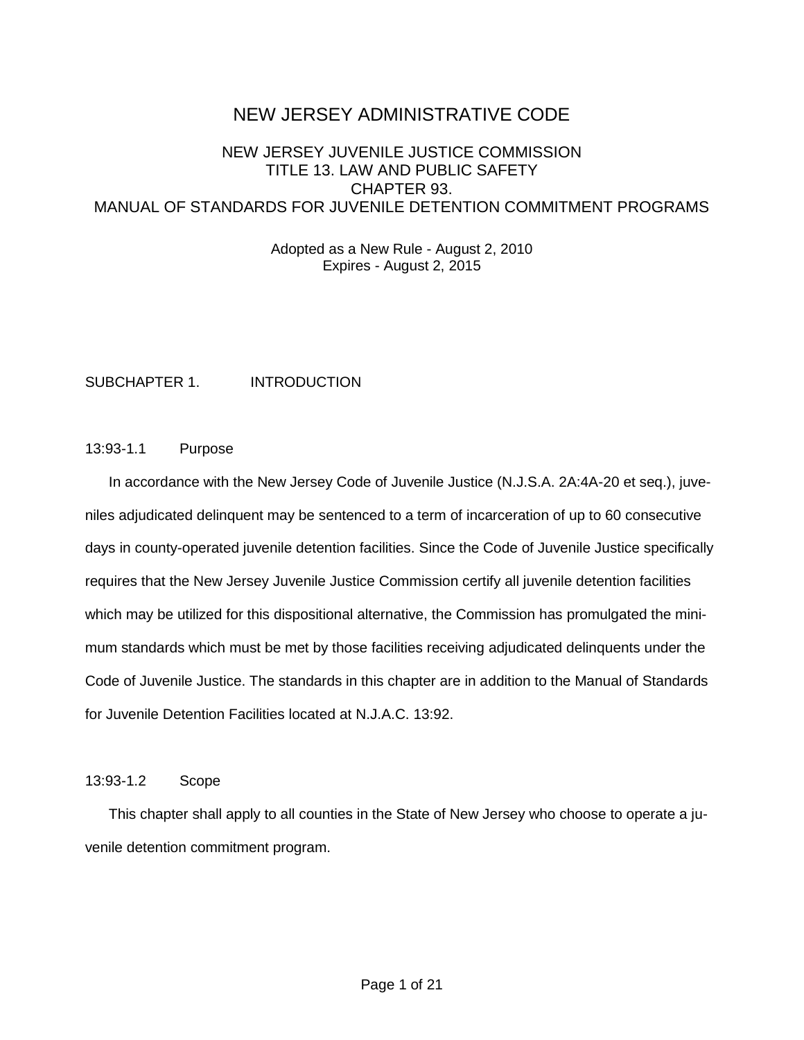# NEW JERSEY ADMINISTRATIVE CODE

## NEW JERSEY JUVENILE JUSTICE COMMISSION
## TITLE 13. LAW AND PUBLIC SAFETY
## CHAPTER 93.
## MANUAL OF STANDARDS FOR JUVENILE DETENTION COMMITMENT PROGRAMS

Adopted as a New Rule - August 2, 2010
Expires - August 2, 2015

### SUBCHAPTER 1. INTRODUCTION

#### 13:93-1.1 Purpose

In accordance with the New Jersey Code of Juvenile Justice (N.J.S.A. 2A:4A-20 et seq.), juveniles adjudicated delinquent may be sentenced to a term of incarceration of up to 60 consecutive days in county-operated juvenile detention facilities. Since the Code of Juvenile Justice specifically requires that the New Jersey Juvenile Justice Commission certify all juvenile detention facilities which may be utilized for this dispositional alternative, the Commission has promulgated the minimum standards which must be met by those facilities receiving adjudicated delinquents under the Code of Juvenile Justice. The standards in this chapter are in addition to the Manual of Standards for Juvenile Detention Facilities located at N.J.A.C. 13:92.

#### 13:93-1.2 Scope

This chapter shall apply to all counties in the State of New Jersey who choose to operate a juvenile detention commitment program.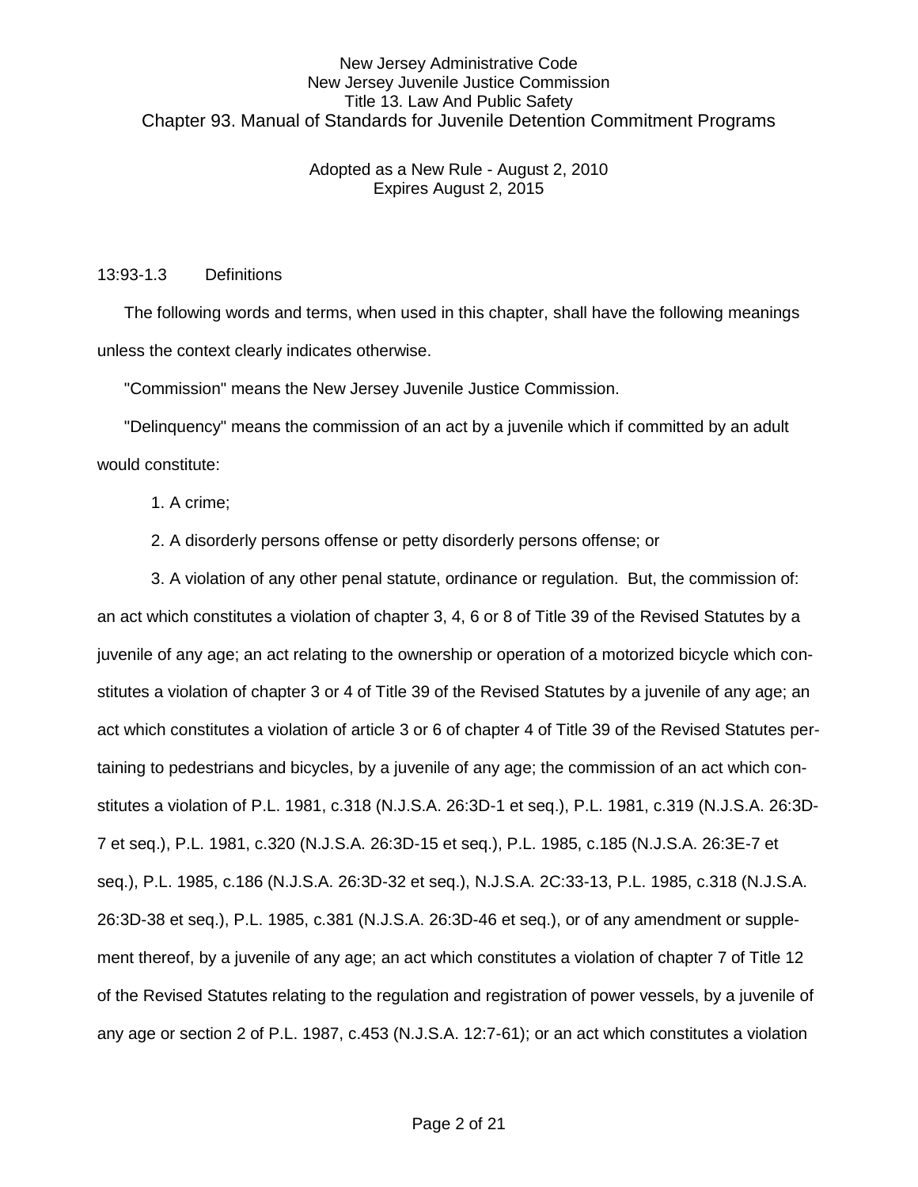13:93-1.3 Definitions

The following words and terms, when used in this chapter, shall have the following meanings unless the context clearly indicates otherwise.

"Commission" means the New Jersey Juvenile Justice Commission.

"Delinquency" means the commission of an act by a juvenile which if committed by an adult would constitute:

1. A crime;

2. A disorderly persons offense or petty disorderly persons offense; or

3. A violation of any other penal statute, ordinance or regulation. But, the commission of: an act which constitutes a violation of chapter 3, 4, 6 or 8 of Title 39 of the Revised Statutes by a juvenile of any age; an act relating to the ownership or operation of a motorized bicycle which constitutes a violation of chapter 3 or 4 of Title 39 of the Revised Statutes by a juvenile of any age; an act which constitutes a violation of article 3 or 6 of chapter 4 of Title 39 of the Revised Statutes pertaining to pedestrians and bicycles, by a juvenile of any age; the commission of an act which constitutes a violation of P.L. 1981, c.318 (N.J.S.A. 26:3D-1 et seq.), P.L. 1981, c.319 (N.J.S.A. 26:3D-7 et seq.), P.L. 1981, c.320 (N.J.S.A. 26:3D-15 et seq.), P.L. 1985, c.185 (N.J.S.A. 26:3E-7 et seq.), P.L. 1985, c.186 (N.J.S.A. 26:3D-32 et seq.), N.J.S.A. 2C:33-13, P.L. 1985, c.318 (N.J.S.A. 26:3D-38 et seq.), P.L. 1985, c.381 (N.J.S.A. 26:3D-46 et seq.), or of any amendment or supplement thereof, by a juvenile of any age; an act which constitutes a violation of chapter 7 of Title 12 of the Revised Statutes relating to the regulation and registration of power vessels, by a juvenile of any age or section 2 of P.L. 1987, c.453 (N.J.S.A. 12:7-61); or an act which constitutes a violation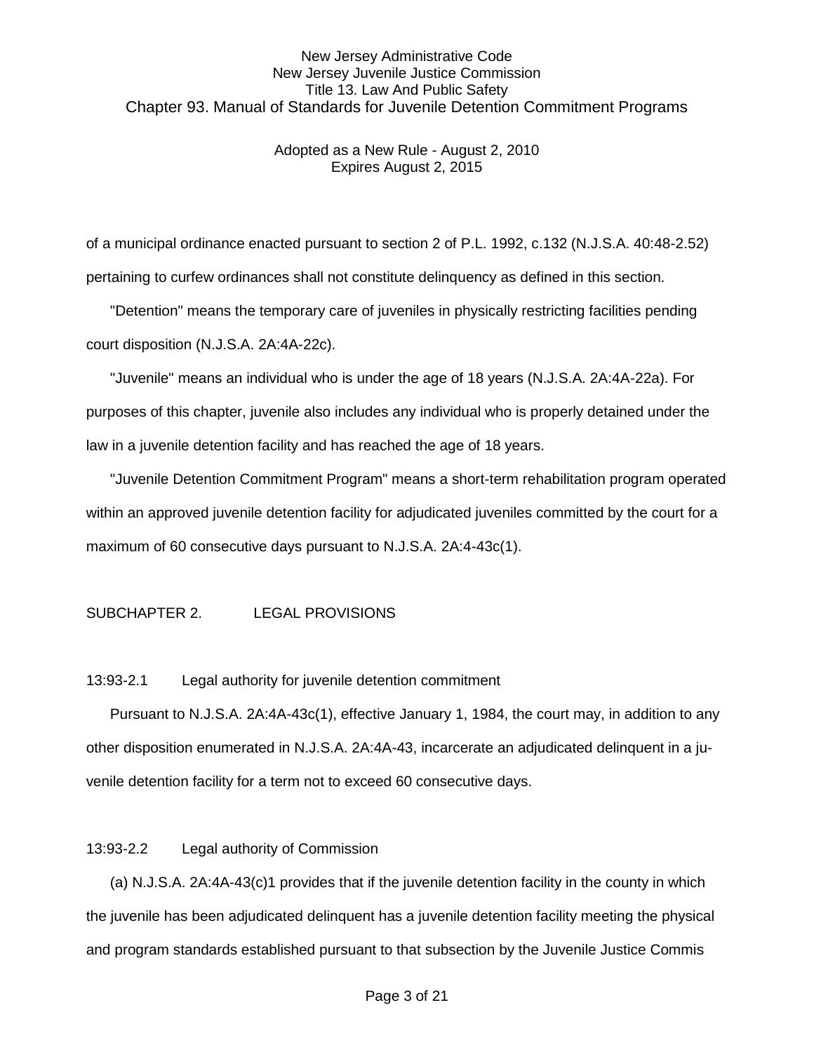of a municipal ordinance enacted pursuant to section 2 of P.L. 1992, c.132 (N.J.S.A. 40:48-2.52) pertaining to curfew ordinances shall not constitute delinquency as defined in this section.

"Detention" means the temporary care of juveniles in physically restricting facilities pending court disposition (N.J.S.A. 2A:4A-22c).

"Juvenile" means an individual who is under the age of 18 years (N.J.S.A. 2A:4A-22a). For purposes of this chapter, juvenile also includes any individual who is properly detained under the law in a juvenile detention facility and has reached the age of 18 years.

"Juvenile Detention Commitment Program" means a short-term rehabilitation program operated within an approved juvenile detention facility for adjudicated juveniles committed by the court for a maximum of 60 consecutive days pursuant to N.J.S.A. 2A:4-43c(1).

## SUBCHAPTER 2. LEGAL PROVISIONS

### 13:93-2.1 Legal authority for juvenile detention commitment

Pursuant to N.J.S.A. 2A:4A-43c(1), effective January 1, 1984, the court may, in addition to any other disposition enumerated in N.J.S.A. 2A:4A-43, incarcerate an adjudicated delinquent in a juvenile detention facility for a term not to exceed 60 consecutive days.

### 13:93-2.2 Legal authority of Commission

(a) N.J.S.A. 2A:4A-43(c)1 provides that if the juvenile detention facility in the county in which the juvenile has been adjudicated delinquent has a juvenile detention facility meeting the physical and program standards established pursuant to that subsection by the Juvenile Justice Commis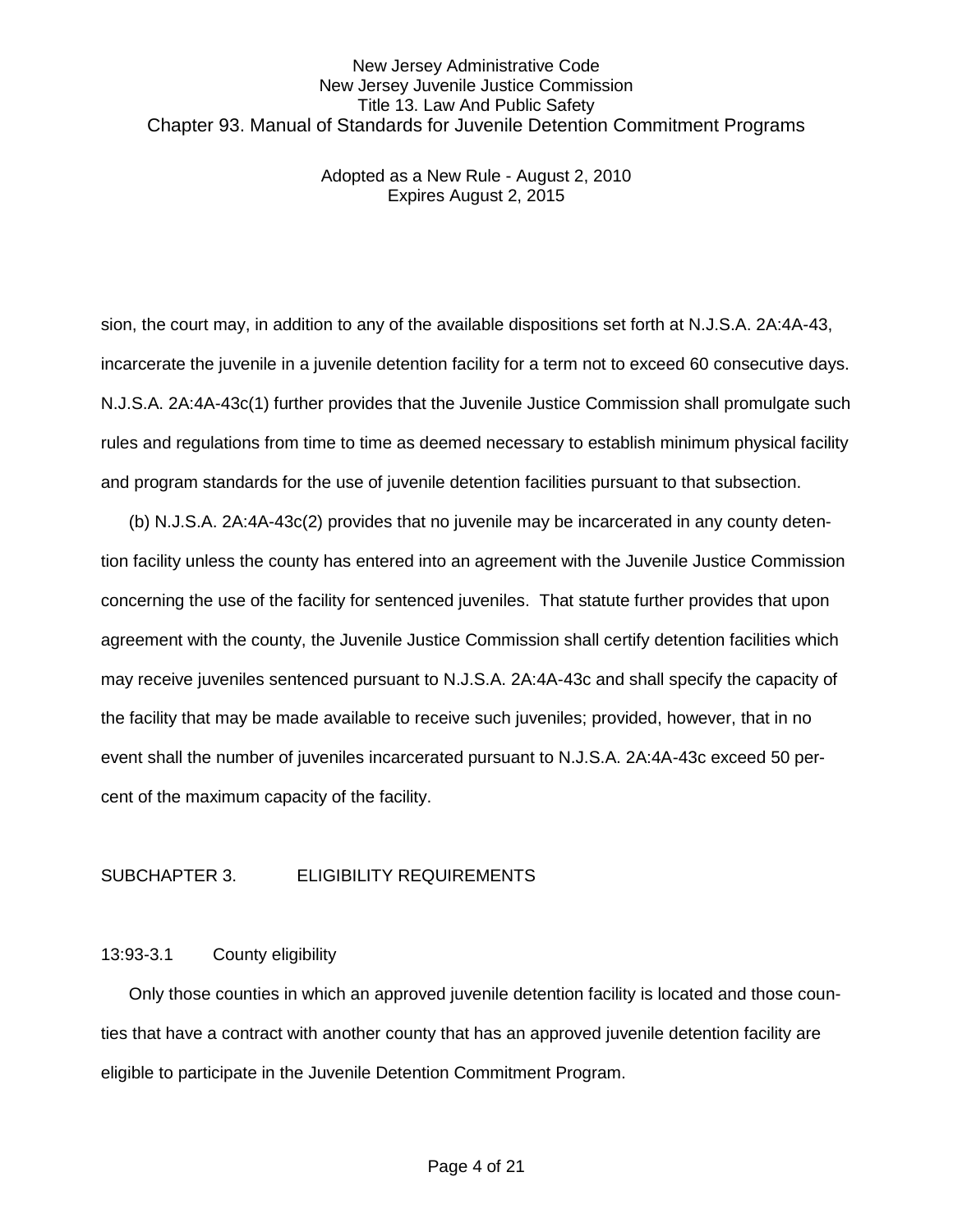sion, the court may, in addition to any of the available dispositions set forth at N.J.S.A. 2A:4A-43, incarcerate the juvenile in a juvenile detention facility for a term not to exceed 60 consecutive days. N.J.S.A. 2A:4A-43c(1) further provides that the Juvenile Justice Commission shall promulgate such rules and regulations from time to time as deemed necessary to establish minimum physical facility and program standards for the use of juvenile detention facilities pursuant to that subsection.

(b) N.J.S.A. 2A:4A-43c(2) provides that no juvenile may be incarcerated in any county detention facility unless the county has entered into an agreement with the Juvenile Justice Commission concerning the use of the facility for sentenced juveniles. That statute further provides that upon agreement with the county, the Juvenile Justice Commission shall certify detention facilities which may receive juveniles sentenced pursuant to N.J.S.A. 2A:4A-43c and shall specify the capacity of the facility that may be made available to receive such juveniles; provided, however, that in no event shall the number of juveniles incarcerated pursuant to N.J.S.A. 2A:4A-43c exceed 50 percent of the maximum capacity of the facility.

## SUBCHAPTER 3. ELIGIBILITY REQUIREMENTS

### 13:93-3.1 County eligibility

Only those counties in which an approved juvenile detention facility is located and those counties that have a contract with another county that has an approved juvenile detention facility are eligible to participate in the Juvenile Detention Commitment Program.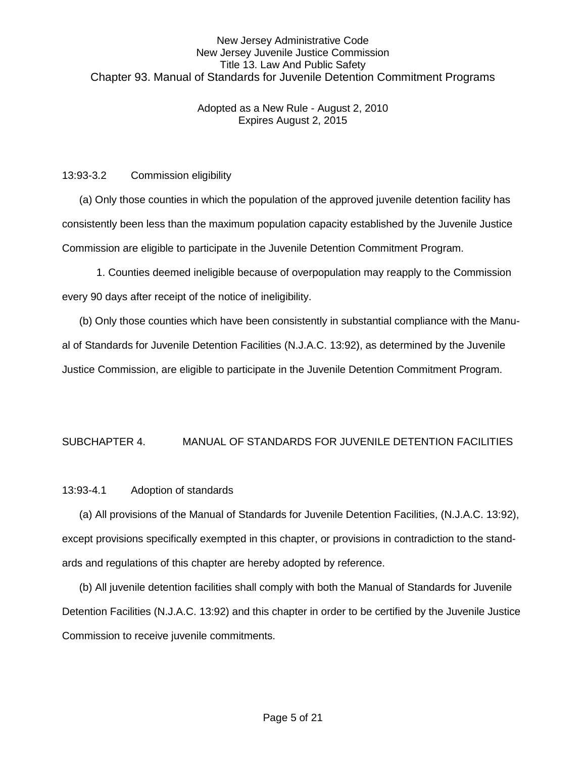13:93-3.2 Commission eligibility

(a) Only those counties in which the population of the approved juvenile detention facility has consistently been less than the maximum population capacity established by the Juvenile Justice Commission are eligible to participate in the Juvenile Detention Commitment Program.

1. Counties deemed ineligible because of overpopulation may reapply to the Commission every 90 days after receipt of the notice of ineligibility.

(b) Only those counties which have been consistently in substantial compliance with the Manual of Standards for Juvenile Detention Facilities (N.J.A.C. 13:92), as determined by the Juvenile Justice Commission, are eligible to participate in the Juvenile Detention Commitment Program.

## SUBCHAPTER 4. MANUAL OF STANDARDS FOR JUVENILE DETENTION FACILITIES

13:93-4.1 Adoption of standards

(a) All provisions of the Manual of Standards for Juvenile Detention Facilities, (N.J.A.C. 13:92), except provisions specifically exempted in this chapter, or provisions in contradiction to the standards and regulations of this chapter are hereby adopted by reference.

(b) All juvenile detention facilities shall comply with both the Manual of Standards for Juvenile Detention Facilities (N.J.A.C. 13:92) and this chapter in order to be certified by the Juvenile Justice Commission to receive juvenile commitments.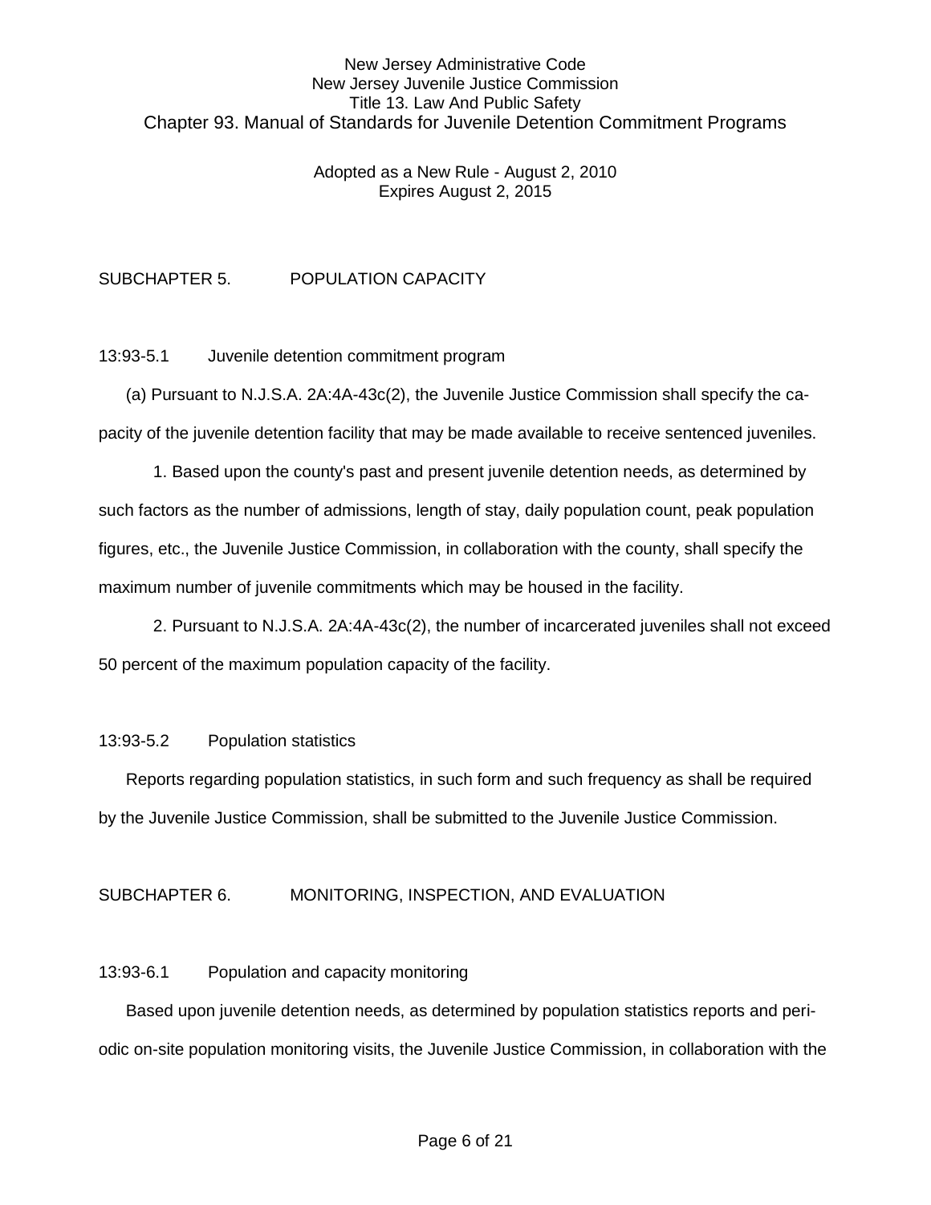SUBCHAPTER 5. POPULATION CAPACITY

13:93-5.1 Juvenile detention commitment program

(a) Pursuant to N.J.S.A. 2A:4A-43c(2), the Juvenile Justice Commission shall specify the capacity of the juvenile detention facility that may be made available to receive sentenced juveniles.

1. Based upon the county's past and present juvenile detention needs, as determined by such factors as the number of admissions, length of stay, daily population count, peak population figures, etc., the Juvenile Justice Commission, in collaboration with the county, shall specify the maximum number of juvenile commitments which may be housed in the facility.

2. Pursuant to N.J.S.A. 2A:4A-43c(2), the number of incarcerated juveniles shall not exceed 50 percent of the maximum population capacity of the facility.

13:93-5.2 Population statistics

Reports regarding population statistics, in such form and such frequency as shall be required by the Juvenile Justice Commission, shall be submitted to the Juvenile Justice Commission.

SUBCHAPTER 6. MONITORING, INSPECTION, AND EVALUATION

13:93-6.1 Population and capacity monitoring

Based upon juvenile detention needs, as determined by population statistics reports and periodic on-site population monitoring visits, the Juvenile Justice Commission, in collaboration with the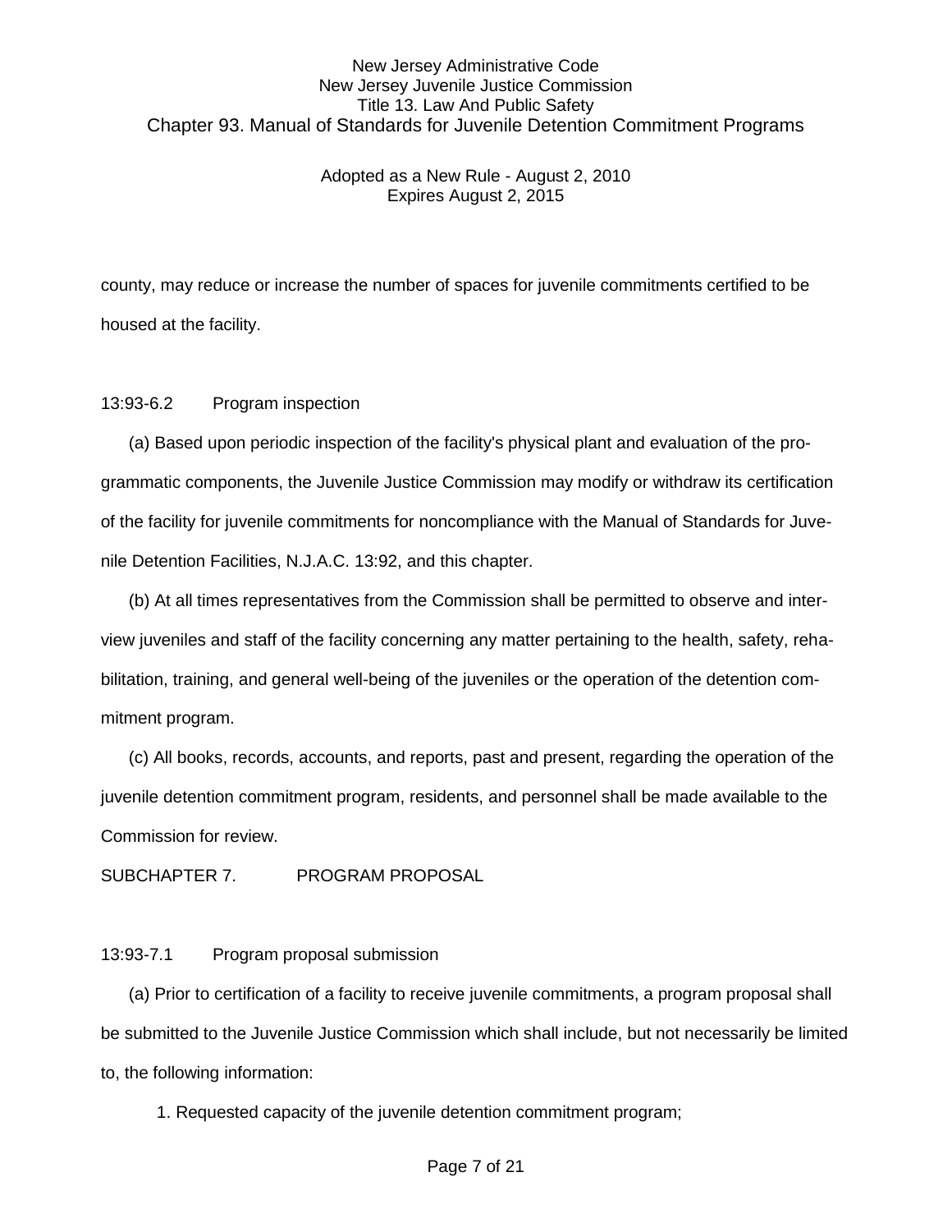county, may reduce or increase the number of spaces for juvenile commitments certified to be housed at the facility.

13:93-6.2 Program inspection

(a) Based upon periodic inspection of the facility's physical plant and evaluation of the programmatic components, the Juvenile Justice Commission may modify or withdraw its certification of the facility for juvenile commitments for noncompliance with the Manual of Standards for Juvenile Detention Facilities, N.J.A.C. 13:92, and this chapter.

(b) At all times representatives from the Commission shall be permitted to observe and interview juveniles and staff of the facility concerning any matter pertaining to the health, safety, rehabilitation, training, and general well-being of the juveniles or the operation of the detention commitment program.

(c) All books, records, accounts, and reports, past and present, regarding the operation of the juvenile detention commitment program, residents, and personnel shall be made available to the Commission for review.

## SUBCHAPTER 7. PROGRAM PROPOSAL

13:93-7.1 Program proposal submission

(a) Prior to certification of a facility to receive juvenile commitments, a program proposal shall be submitted to the Juvenile Justice Commission which shall include, but not necessarily be limited to, the following information:

1. Requested capacity of the juvenile detention commitment program;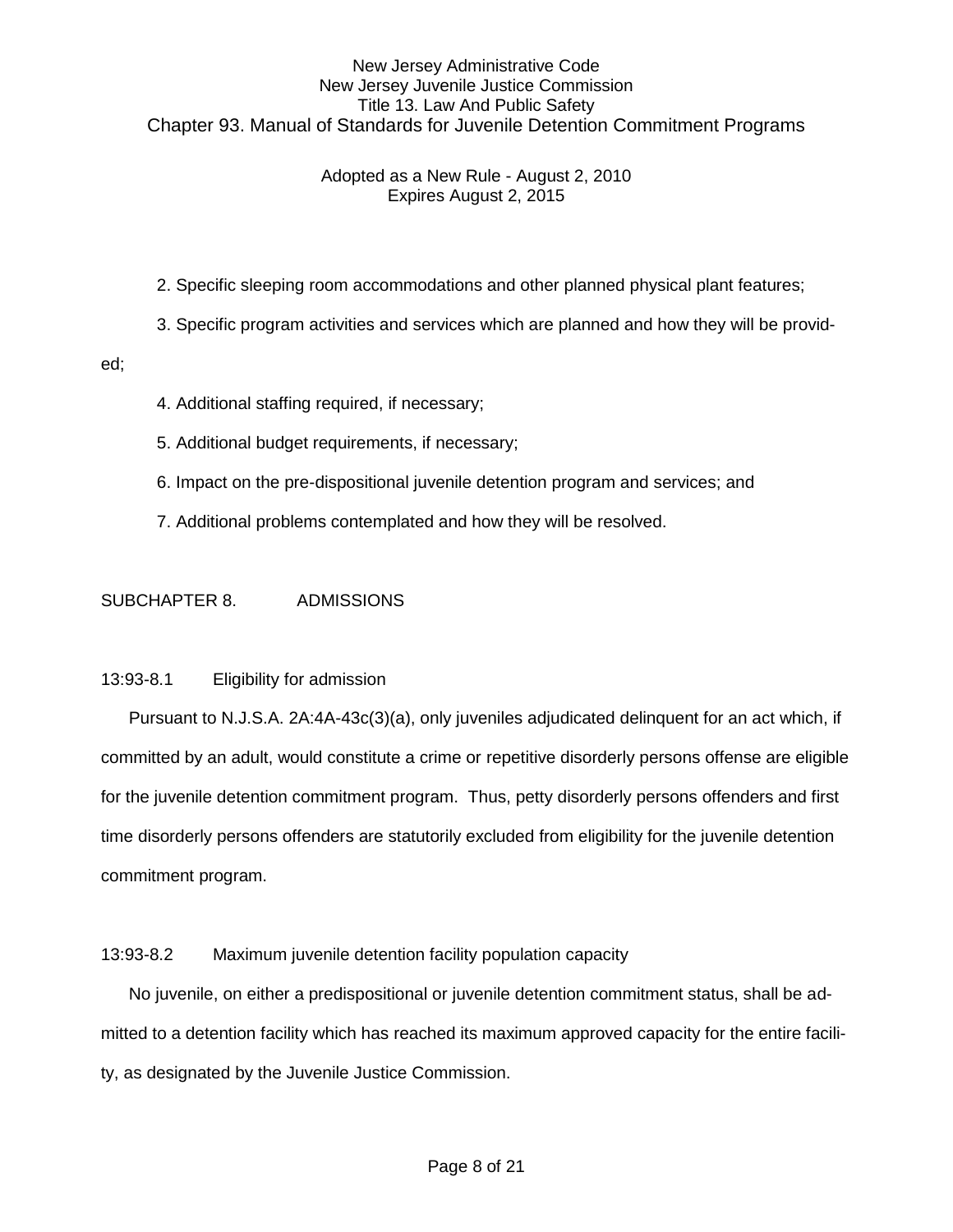2. Specific sleeping room accommodations and other planned physical plant features;

3. Specific program activities and services which are planned and how they will be provided;

4. Additional staffing required, if necessary;

5. Additional budget requirements, if necessary;

6. Impact on the pre-dispositional juvenile detention program and services; and

7. Additional problems contemplated and how they will be resolved.

## SUBCHAPTER 8. ADMISSIONS

### 13:93-8.1 Eligibility for admission

Pursuant to N.J.S.A. 2A:4A-43c(3)(a), only juveniles adjudicated delinquent for an act which, if committed by an adult, would constitute a crime or repetitive disorderly persons offense are eligible for the juvenile detention commitment program. Thus, petty disorderly persons offenders and first time disorderly persons offenders are statutorily excluded from eligibility for the juvenile detention commitment program.

### 13:93-8.2 Maximum juvenile detention facility population capacity

No juvenile, on either a predispositional or juvenile detention commitment status, shall be admitted to a detention facility which has reached its maximum approved capacity for the entire facility, as designated by the Juvenile Justice Commission.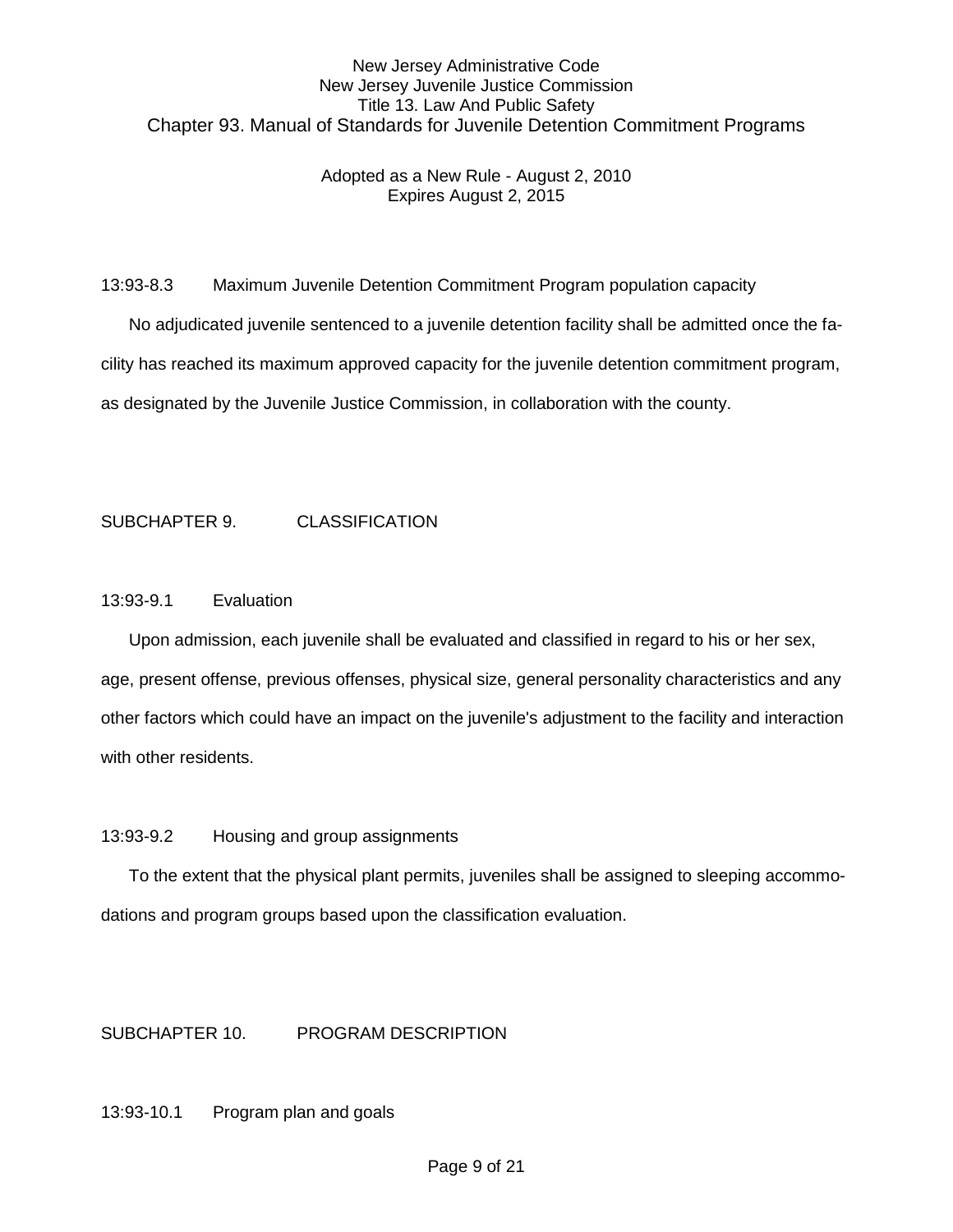13:93-8.3 Maximum Juvenile Detention Commitment Program population capacity

No adjudicated juvenile sentenced to a juvenile detention facility shall be admitted once the facility has reached its maximum approved capacity for the juvenile detention commitment program, as designated by the Juvenile Justice Commission, in collaboration with the county.

## SUBCHAPTER 9. CLASSIFICATION

13:93-9.1 Evaluation

Upon admission, each juvenile shall be evaluated and classified in regard to his or her sex, age, present offense, previous offenses, physical size, general personality characteristics and any other factors which could have an impact on the juvenile's adjustment to the facility and interaction with other residents.

13:93-9.2 Housing and group assignments

To the extent that the physical plant permits, juveniles shall be assigned to sleeping accommodations and program groups based upon the classification evaluation.

## SUBCHAPTER 10. PROGRAM DESCRIPTION

13:93-10.1 Program plan and goals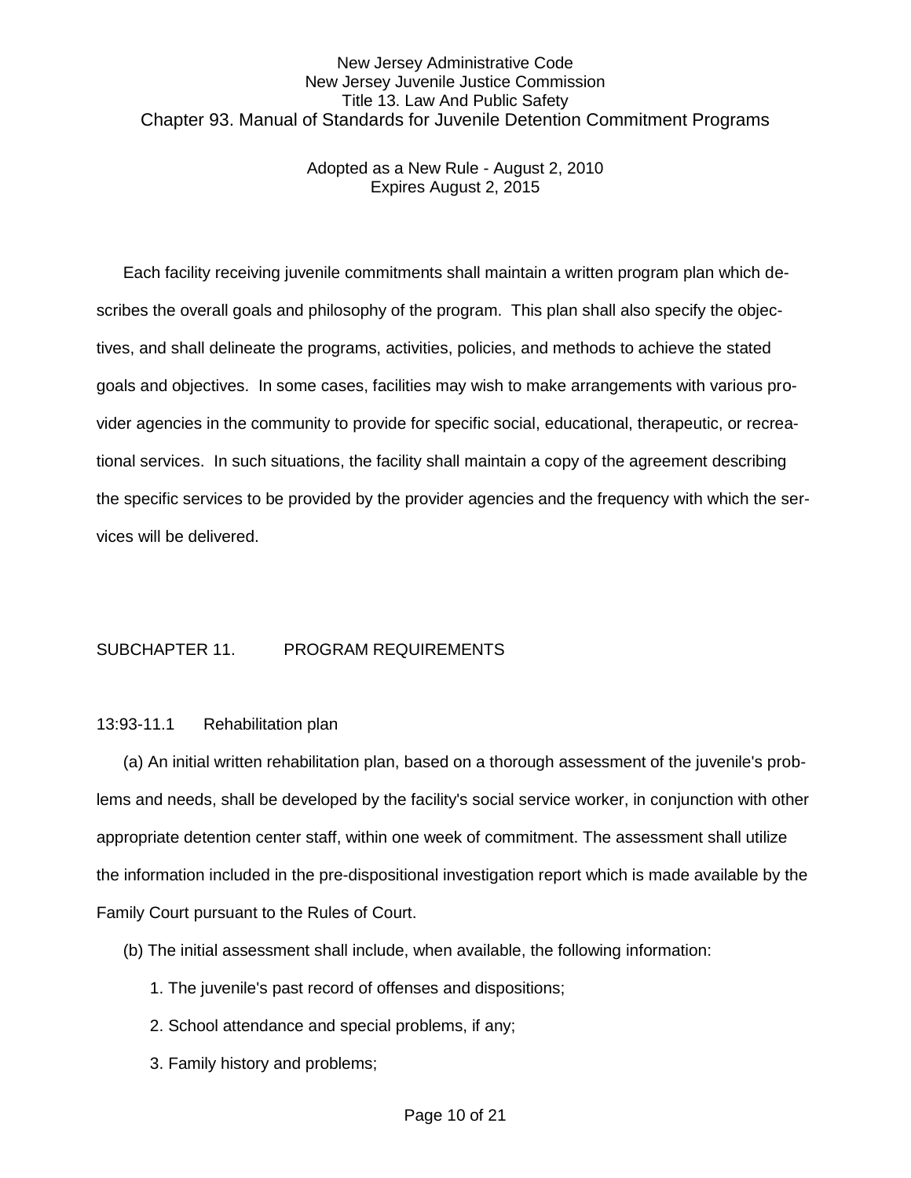Each facility receiving juvenile commitments shall maintain a written program plan which describes the overall goals and philosophy of the program. This plan shall also specify the objectives, and shall delineate the programs, activities, policies, and methods to achieve the stated goals and objectives. In some cases, facilities may wish to make arrangements with various provider agencies in the community to provide for specific social, educational, therapeutic, or recreational services. In such situations, the facility shall maintain a copy of the agreement describing the specific services to be provided by the provider agencies and the frequency with which the services will be delivered.

## SUBCHAPTER 11. PROGRAM REQUIREMENTS

### 13:93-11.1 Rehabilitation plan

(a) An initial written rehabilitation plan, based on a thorough assessment of the juvenile's problems and needs, shall be developed by the facility's social service worker, in conjunction with other appropriate detention center staff, within one week of commitment. The assessment shall utilize the information included in the pre-dispositional investigation report which is made available by the Family Court pursuant to the Rules of Court.

(b) The initial assessment shall include, when available, the following information:

1. The juvenile's past record of offenses and dispositions;
2. School attendance and special problems, if any;
3. Family history and problems;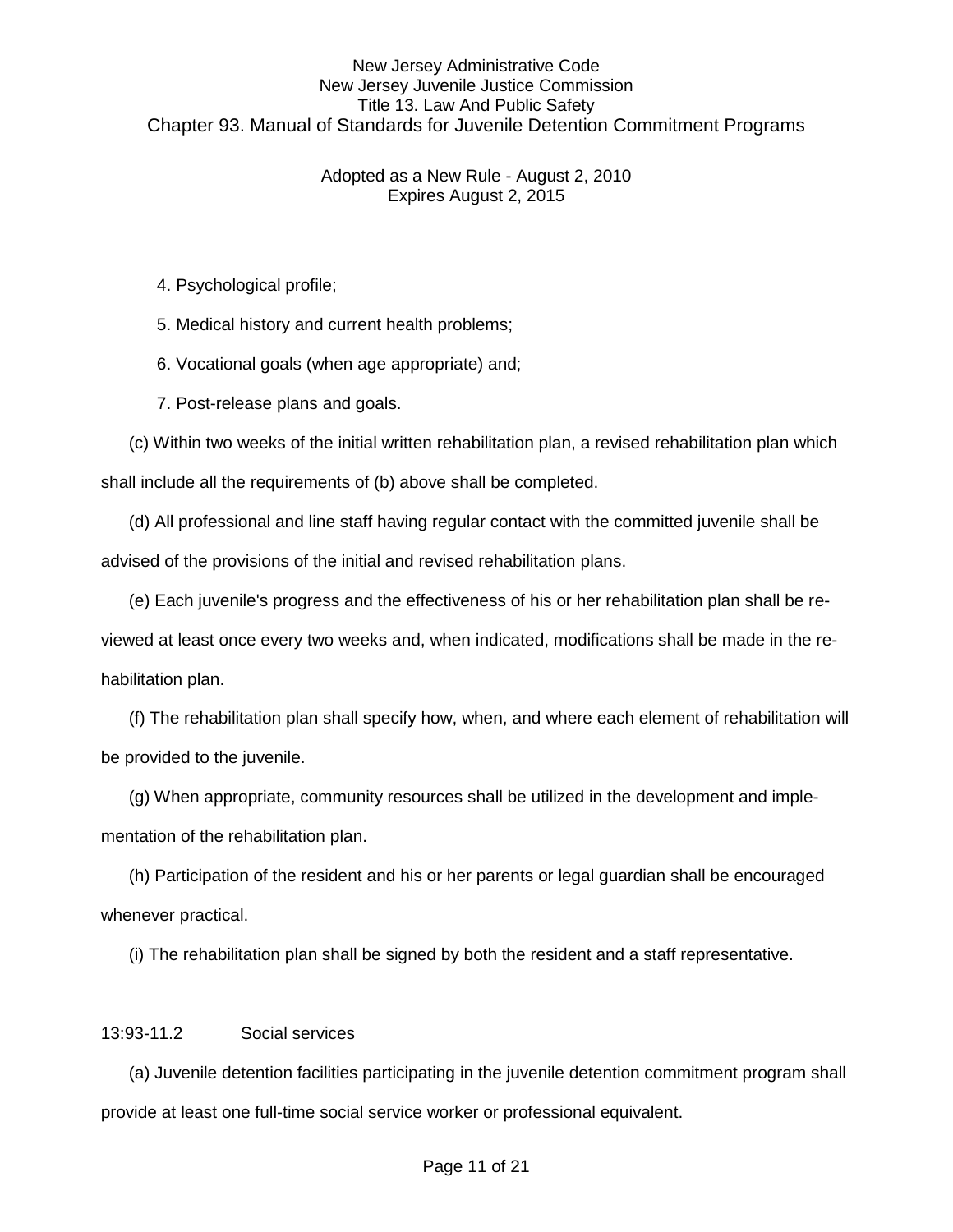4. Psychological profile;

5. Medical history and current health problems;

6. Vocational goals (when age appropriate) and;

7. Post-release plans and goals.

(c) Within two weeks of the initial written rehabilitation plan, a revised rehabilitation plan which shall include all the requirements of (b) above shall be completed.

(d) All professional and line staff having regular contact with the committed juvenile shall be advised of the provisions of the initial and revised rehabilitation plans.

(e) Each juvenile's progress and the effectiveness of his or her rehabilitation plan shall be reviewed at least once every two weeks and, when indicated, modifications shall be made in the rehabilitation plan.

(f) The rehabilitation plan shall specify how, when, and where each element of rehabilitation will be provided to the juvenile.

(g) When appropriate, community resources shall be utilized in the development and implementation of the rehabilitation plan.

(h) Participation of the resident and his or her parents or legal guardian shall be encouraged whenever practical.

(i) The rehabilitation plan shall be signed by both the resident and a staff representative.

13:93-11.2 Social services

(a) Juvenile detention facilities participating in the juvenile detention commitment program shall provide at least one full-time social service worker or professional equivalent.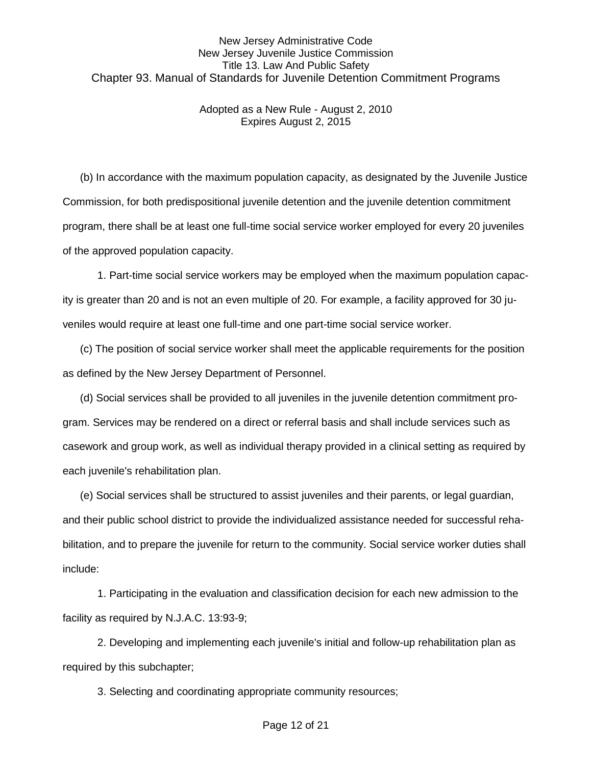(b) In accordance with the maximum population capacity, as designated by the Juvenile Justice Commission, for both predispositional juvenile detention and the juvenile detention commitment program, there shall be at least one full-time social service worker employed for every 20 juveniles of the approved population capacity.

1. Part-time social service workers may be employed when the maximum population capacity is greater than 20 and is not an even multiple of 20. For example, a facility approved for 30 juveniles would require at least one full-time and one part-time social service worker.

(c) The position of social service worker shall meet the applicable requirements for the position as defined by the New Jersey Department of Personnel.

(d) Social services shall be provided to all juveniles in the juvenile detention commitment program. Services may be rendered on a direct or referral basis and shall include services such as casework and group work, as well as individual therapy provided in a clinical setting as required by each juvenile's rehabilitation plan.

(e) Social services shall be structured to assist juveniles and their parents, or legal guardian, and their public school district to provide the individualized assistance needed for successful rehabilitation, and to prepare the juvenile for return to the community. Social service worker duties shall include:

1. Participating in the evaluation and classification decision for each new admission to the facility as required by N.J.A.C. 13:93-9;

2. Developing and implementing each juvenile's initial and follow-up rehabilitation plan as required by this subchapter;

3. Selecting and coordinating appropriate community resources;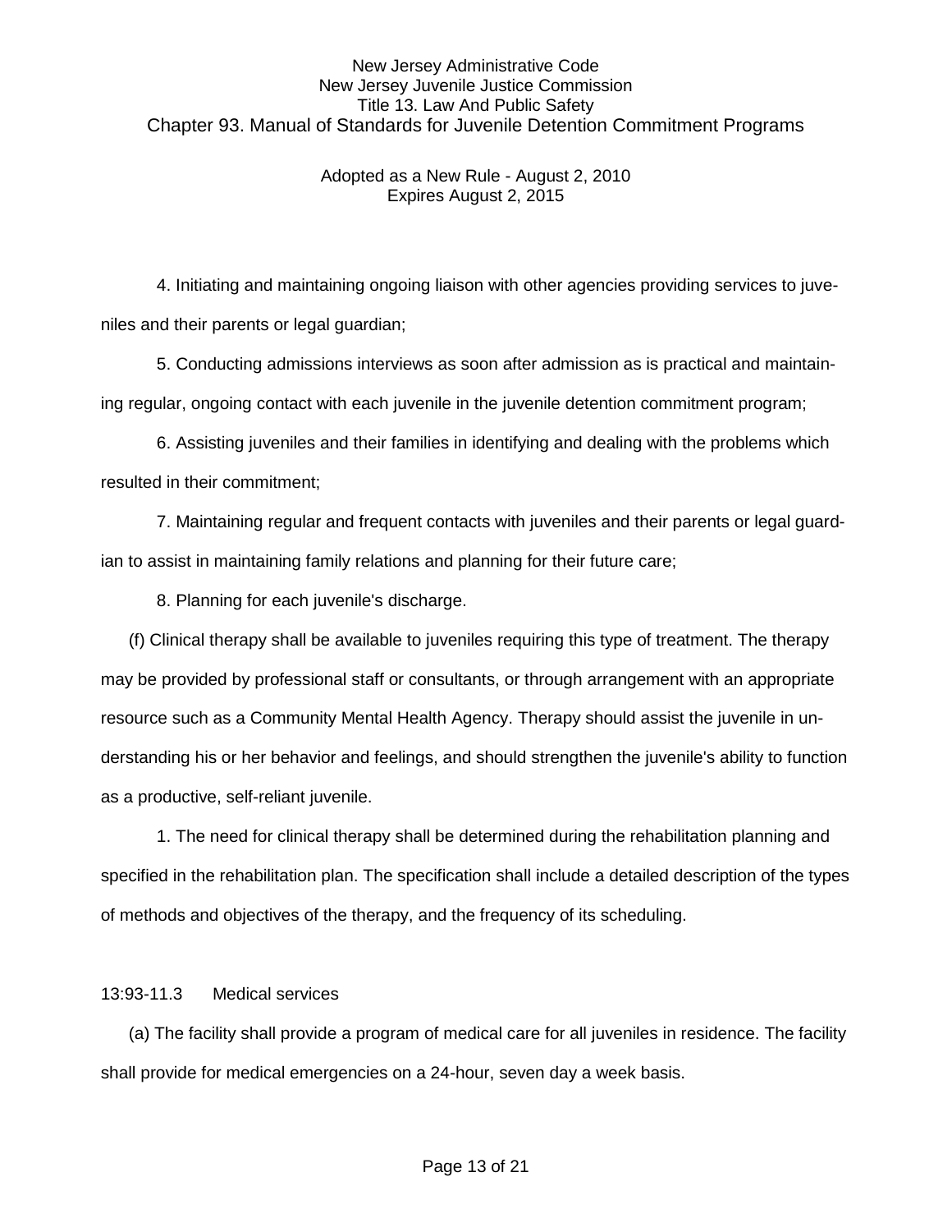4. Initiating and maintaining ongoing liaison with other agencies providing services to juveniles and their parents or legal guardian;

5. Conducting admissions interviews as soon after admission as is practical and maintaining regular, ongoing contact with each juvenile in the juvenile detention commitment program;

6. Assisting juveniles and their families in identifying and dealing with the problems which resulted in their commitment;

7. Maintaining regular and frequent contacts with juveniles and their parents or legal guardian to assist in maintaining family relations and planning for their future care;

8. Planning for each juvenile's discharge.

(f) Clinical therapy shall be available to juveniles requiring this type of treatment. The therapy may be provided by professional staff or consultants, or through arrangement with an appropriate resource such as a Community Mental Health Agency. Therapy should assist the juvenile in understanding his or her behavior and feelings, and should strengthen the juvenile's ability to function as a productive, self-reliant juvenile.

1. The need for clinical therapy shall be determined during the rehabilitation planning and specified in the rehabilitation plan. The specification shall include a detailed description of the types of methods and objectives of the therapy, and the frequency of its scheduling.

13:93-11.3 Medical services

(a) The facility shall provide a program of medical care for all juveniles in residence. The facility shall provide for medical emergencies on a 24-hour, seven day a week basis.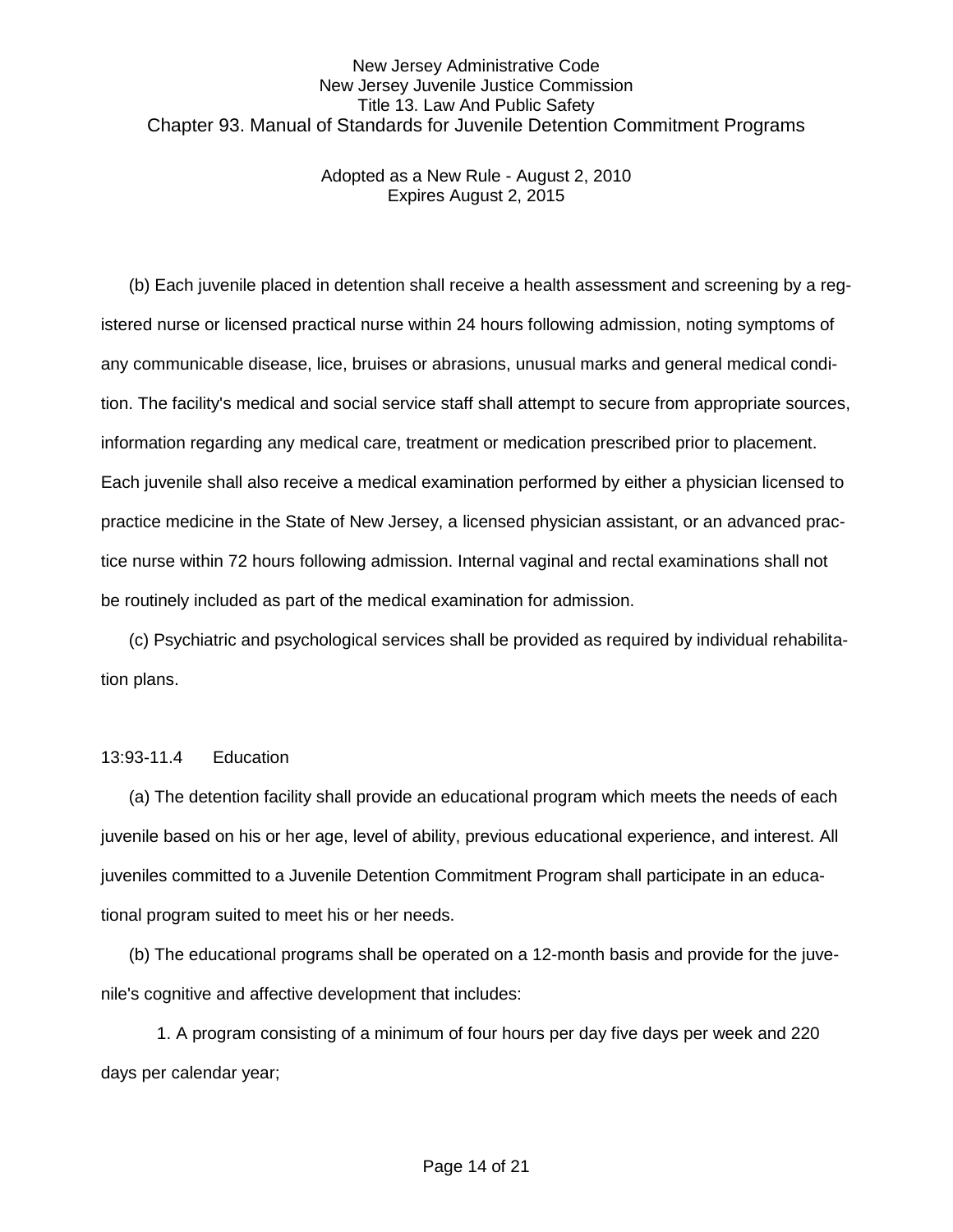(b) Each juvenile placed in detention shall receive a health assessment and screening by a registered nurse or licensed practical nurse within 24 hours following admission, noting symptoms of any communicable disease, lice, bruises or abrasions, unusual marks and general medical condition. The facility's medical and social service staff shall attempt to secure from appropriate sources, information regarding any medical care, treatment or medication prescribed prior to placement. Each juvenile shall also receive a medical examination performed by either a physician licensed to practice medicine in the State of New Jersey, a licensed physician assistant, or an advanced practice nurse within 72 hours following admission. Internal vaginal and rectal examinations shall not be routinely included as part of the medical examination for admission.

(c) Psychiatric and psychological services shall be provided as required by individual rehabilitation plans.

### 13:93-11.4 Education

(a) The detention facility shall provide an educational program which meets the needs of each juvenile based on his or her age, level of ability, previous educational experience, and interest. All juveniles committed to a Juvenile Detention Commitment Program shall participate in an educational program suited to meet his or her needs.

(b) The educational programs shall be operated on a 12-month basis and provide for the juvenile's cognitive and affective development that includes:

1. A program consisting of a minimum of four hours per day five days per week and 220 days per calendar year;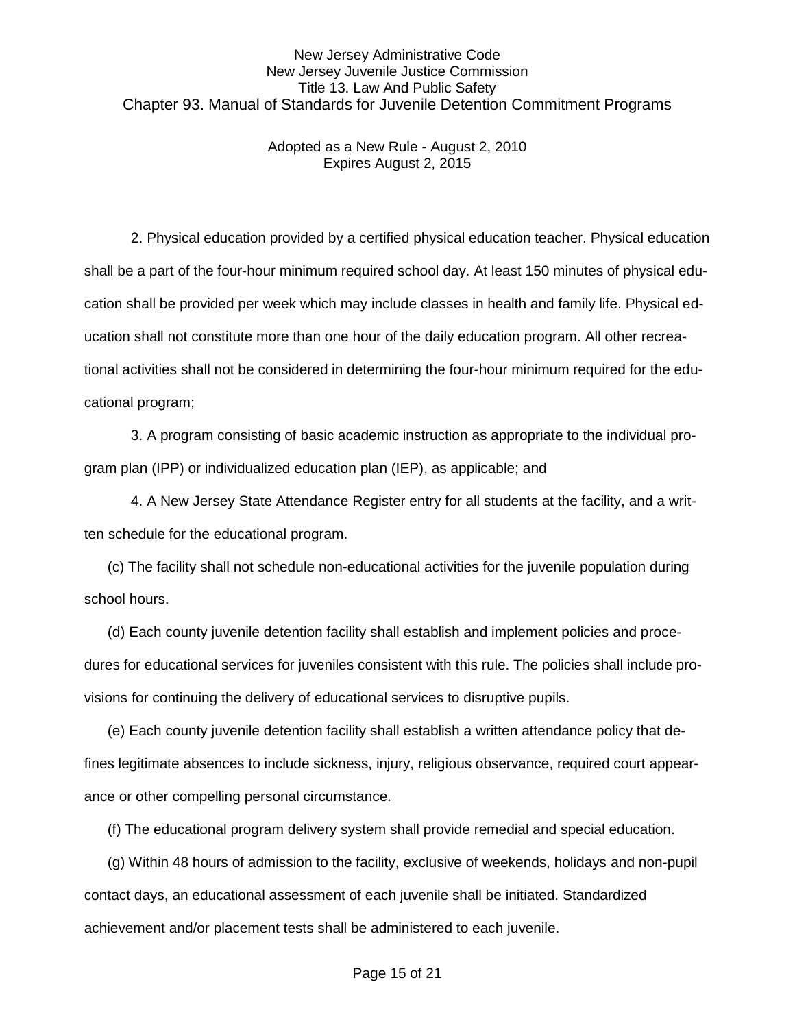2. Physical education provided by a certified physical education teacher. Physical education shall be a part of the four-hour minimum required school day. At least 150 minutes of physical education shall be provided per week which may include classes in health and family life. Physical education shall not constitute more than one hour of the daily education program. All other recreational activities shall not be considered in determining the four-hour minimum required for the educational program;

3. A program consisting of basic academic instruction as appropriate to the individual program plan (IPP) or individualized education plan (IEP), as applicable; and

4. A New Jersey State Attendance Register entry for all students at the facility, and a written schedule for the educational program.

(c) The facility shall not schedule non-educational activities for the juvenile population during school hours.

(d) Each county juvenile detention facility shall establish and implement policies and procedures for educational services for juveniles consistent with this rule. The policies shall include provisions for continuing the delivery of educational services to disruptive pupils.

(e) Each county juvenile detention facility shall establish a written attendance policy that defines legitimate absences to include sickness, injury, religious observance, required court appearance or other compelling personal circumstance.

(f) The educational program delivery system shall provide remedial and special education.

(g) Within 48 hours of admission to the facility, exclusive of weekends, holidays and non-pupil contact days, an educational assessment of each juvenile shall be initiated. Standardized achievement and/or placement tests shall be administered to each juvenile.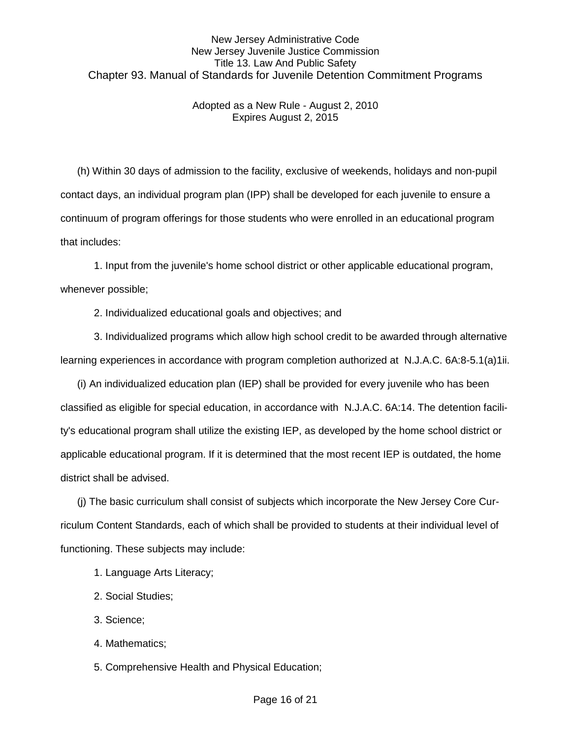(h) Within 30 days of admission to the facility, exclusive of weekends, holidays and non-pupil contact days, an individual program plan (IPP) shall be developed for each juvenile to ensure a continuum of program offerings for those students who were enrolled in an educational program that includes:

1. Input from the juvenile's home school district or other applicable educational program, whenever possible;

2. Individualized educational goals and objectives; and

3. Individualized programs which allow high school credit to be awarded through alternative learning experiences in accordance with program completion authorized at N.J.A.C. 6A:8-5.1(a)1ii.

(i) An individualized education plan (IEP) shall be provided for every juvenile who has been classified as eligible for special education, in accordance with N.J.A.C. 6A:14. The detention facility's educational program shall utilize the existing IEP, as developed by the home school district or applicable educational program. If it is determined that the most recent IEP is outdated, the home district shall be advised.

(j) The basic curriculum shall consist of subjects which incorporate the New Jersey Core Curriculum Content Standards, each of which shall be provided to students at their individual level of functioning. These subjects may include:

1. Language Arts Literacy;

2. Social Studies;

3. Science;

4. Mathematics;

5. Comprehensive Health and Physical Education;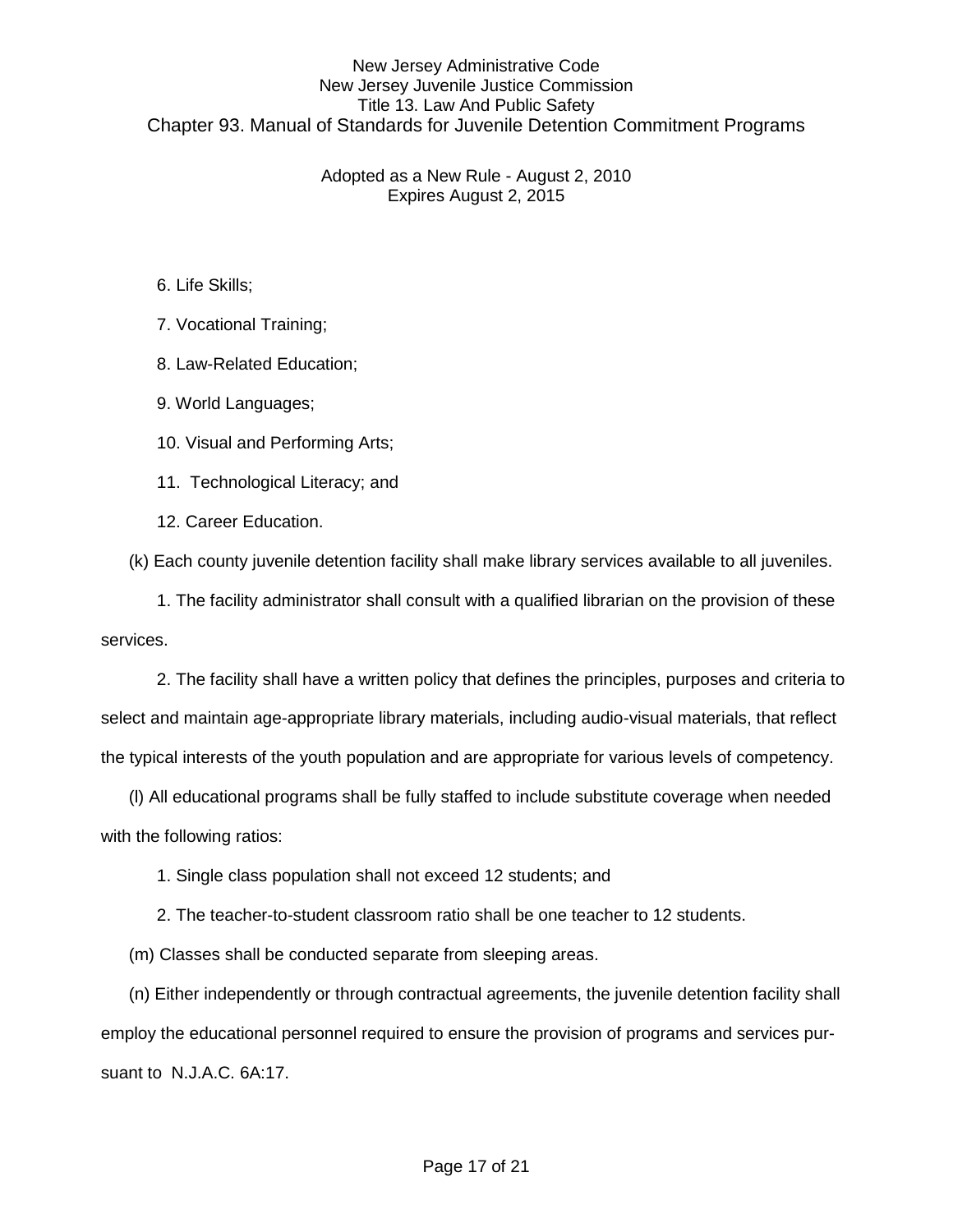6. Life Skills;

7. Vocational Training;

8. Law-Related Education;

9. World Languages;

10. Visual and Performing Arts;

11. Technological Literacy; and

12. Career Education.

(k) Each county juvenile detention facility shall make library services available to all juveniles.

1. The facility administrator shall consult with a qualified librarian on the provision of these services.

2. The facility shall have a written policy that defines the principles, purposes and criteria to select and maintain age-appropriate library materials, including audio-visual materials, that reflect the typical interests of the youth population and are appropriate for various levels of competency.

(l) All educational programs shall be fully staffed to include substitute coverage when needed with the following ratios:

1. Single class population shall not exceed 12 students; and

2. The teacher-to-student classroom ratio shall be one teacher to 12 students.

(m) Classes shall be conducted separate from sleeping areas.

(n) Either independently or through contractual agreements, the juvenile detention facility shall employ the educational personnel required to ensure the provision of programs and services pursuant to N.J.A.C. 6A:17.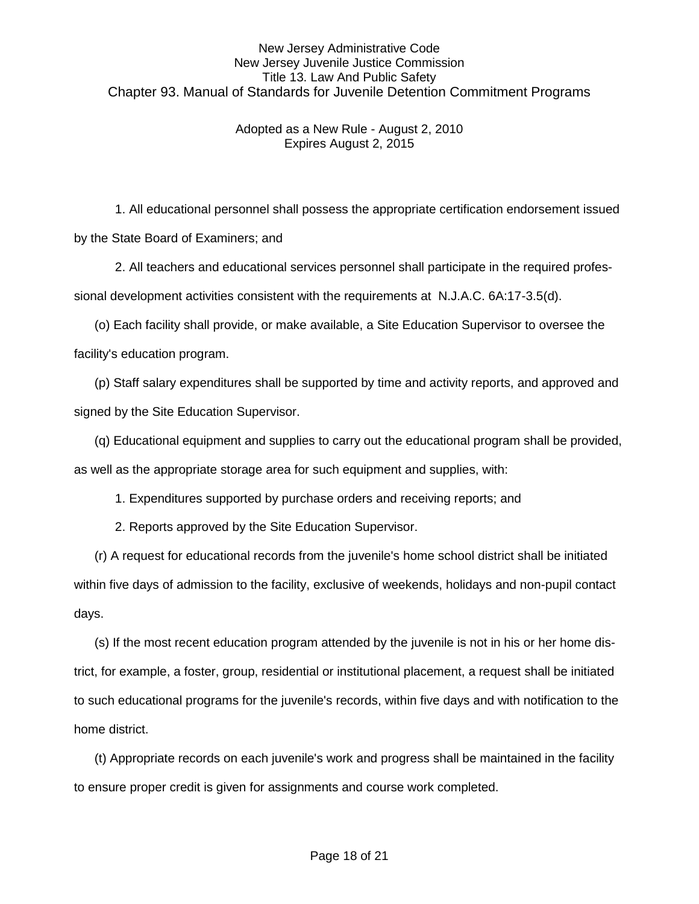1. All educational personnel shall possess the appropriate certification endorsement issued by the State Board of Examiners; and

2. All teachers and educational services personnel shall participate in the required professional development activities consistent with the requirements at N.J.A.C. 6A:17-3.5(d).

(o) Each facility shall provide, or make available, a Site Education Supervisor to oversee the facility's education program.

(p) Staff salary expenditures shall be supported by time and activity reports, and approved and signed by the Site Education Supervisor.

(q) Educational equipment and supplies to carry out the educational program shall be provided, as well as the appropriate storage area for such equipment and supplies, with:

1. Expenditures supported by purchase orders and receiving reports; and

2. Reports approved by the Site Education Supervisor.

(r) A request for educational records from the juvenile's home school district shall be initiated within five days of admission to the facility, exclusive of weekends, holidays and non-pupil contact days.

(s) If the most recent education program attended by the juvenile is not in his or her home district, for example, a foster, group, residential or institutional placement, a request shall be initiated to such educational programs for the juvenile's records, within five days and with notification to the home district.

(t) Appropriate records on each juvenile's work and progress shall be maintained in the facility to ensure proper credit is given for assignments and course work completed.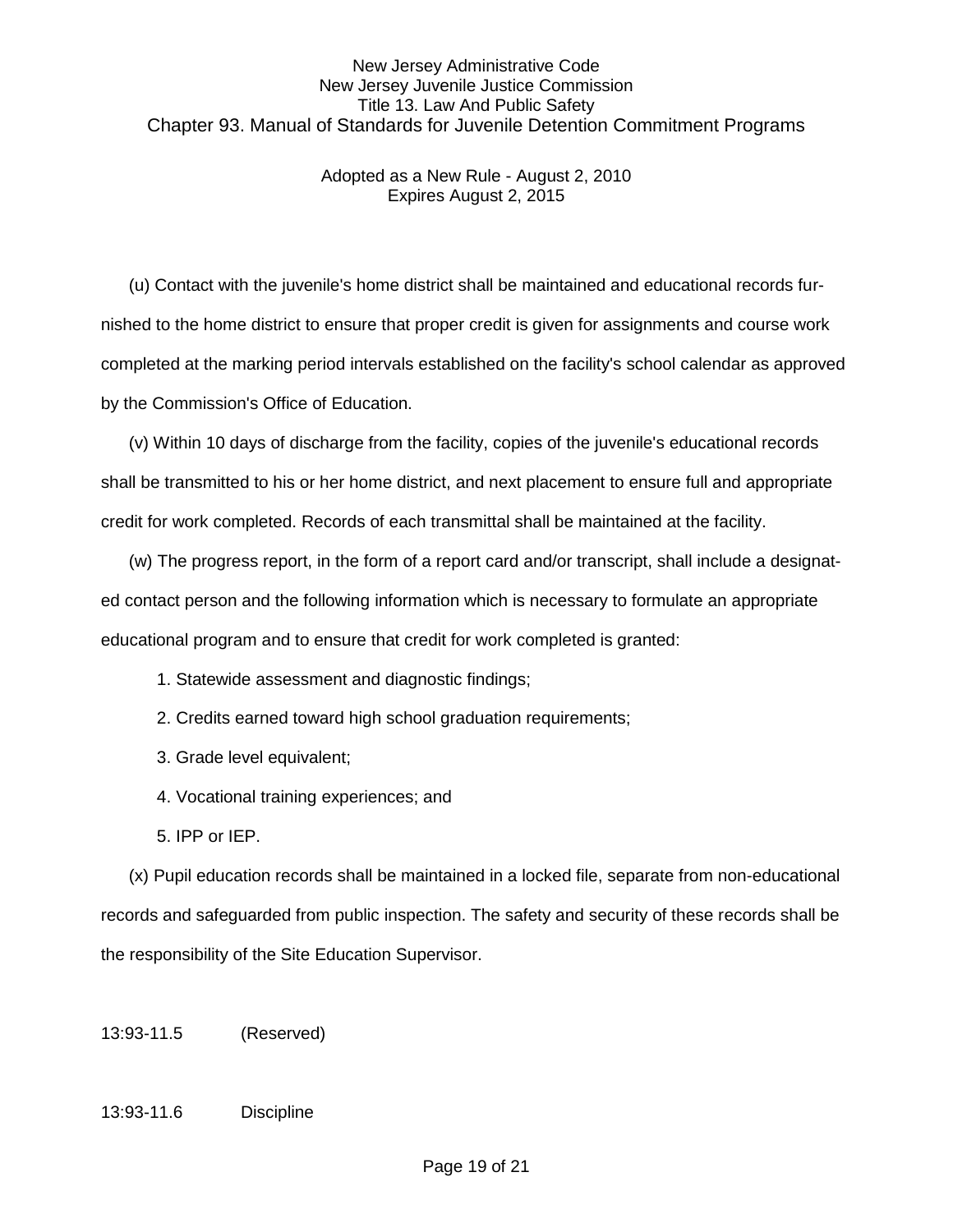(u) Contact with the juvenile's home district shall be maintained and educational records furnished to the home district to ensure that proper credit is given for assignments and course work completed at the marking period intervals established on the facility's school calendar as approved by the Commission's Office of Education.

(v) Within 10 days of discharge from the facility, copies of the juvenile's educational records shall be transmitted to his or her home district, and next placement to ensure full and appropriate credit for work completed. Records of each transmittal shall be maintained at the facility.

(w) The progress report, in the form of a report card and/or transcript, shall include a designated contact person and the following information which is necessary to formulate an appropriate educational program and to ensure that credit for work completed is granted:

1. Statewide assessment and diagnostic findings;
2. Credits earned toward high school graduation requirements;
3. Grade level equivalent;
4. Vocational training experiences; and
5. IPP or IEP.

(x) Pupil education records shall be maintained in a locked file, separate from non-educational records and safeguarded from public inspection. The safety and security of these records shall be the responsibility of the Site Education Supervisor.

13:93-11.5 (Reserved)

13:93-11.6 Discipline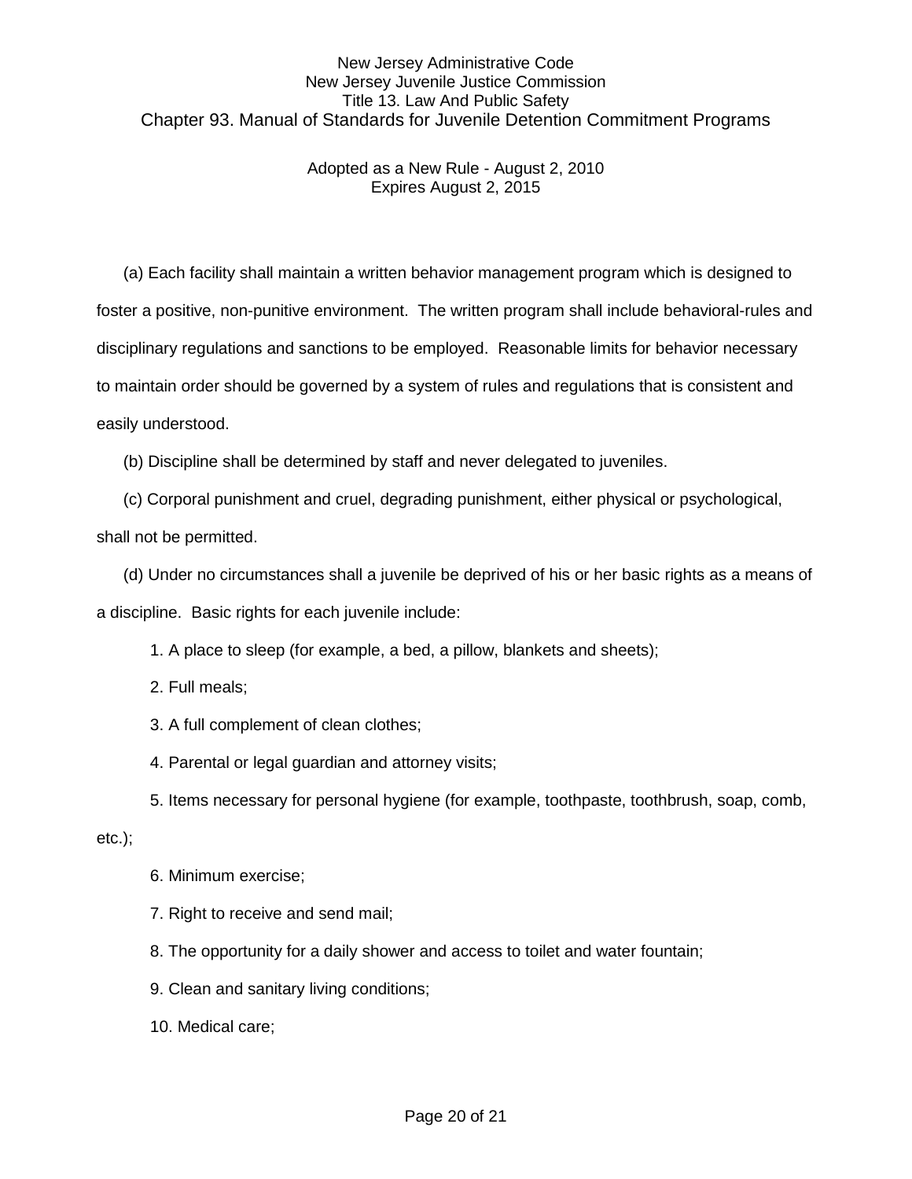(a) Each facility shall maintain a written behavior management program which is designed to foster a positive, non-punitive environment. The written program shall include behavioral-rules and disciplinary regulations and sanctions to be employed. Reasonable limits for behavior necessary to maintain order should be governed by a system of rules and regulations that is consistent and easily understood.

(b) Discipline shall be determined by staff and never delegated to juveniles.

(c) Corporal punishment and cruel, degrading punishment, either physical or psychological, shall not be permitted.

(d) Under no circumstances shall a juvenile be deprived of his or her basic rights as a means of a discipline. Basic rights for each juvenile include:

1. A place to sleep (for example, a bed, a pillow, blankets and sheets);
2. Full meals;
3. A full complement of clean clothes;
4. Parental or legal guardian and attorney visits;
5. Items necessary for personal hygiene (for example, toothpaste, toothbrush, soap, comb, etc.);
6. Minimum exercise;
7. Right to receive and send mail;
8. The opportunity for a daily shower and access to toilet and water fountain;
9. Clean and sanitary living conditions;
10. Medical care;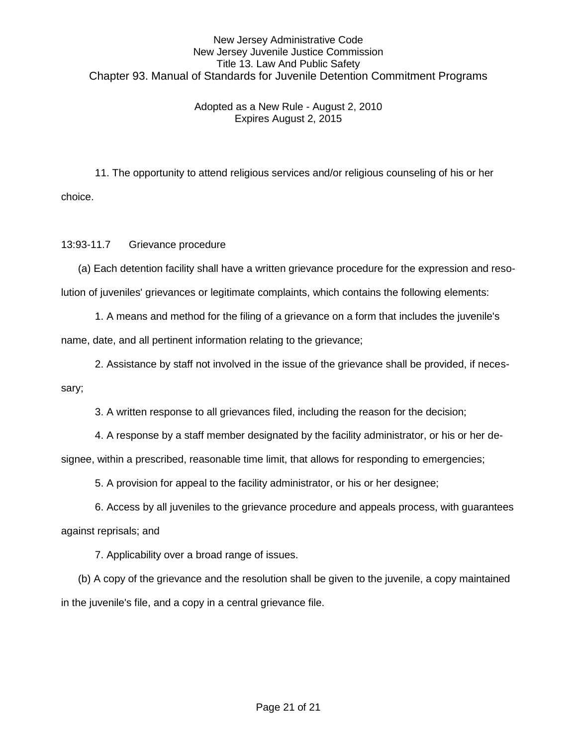11. The opportunity to attend religious services and/or religious counseling of his or her choice.

## 13:93-11.7 Grievance procedure

(a) Each detention facility shall have a written grievance procedure for the expression and resolution of juveniles' grievances or legitimate complaints, which contains the following elements:

1. A means and method for the filing of a grievance on a form that includes the juvenile's name, date, and all pertinent information relating to the grievance;

2. Assistance by staff not involved in the issue of the grievance shall be provided, if necessary;

3. A written response to all grievances filed, including the reason for the decision;

4. A response by a staff member designated by the facility administrator, or his or her designee, within a prescribed, reasonable time limit, that allows for responding to emergencies;

5. A provision for appeal to the facility administrator, or his or her designee;

6. Access by all juveniles to the grievance procedure and appeals process, with guarantees against reprisals; and

7. Applicability over a broad range of issues.

(b) A copy of the grievance and the resolution shall be given to the juvenile, a copy maintained in the juvenile's file, and a copy in a central grievance file.